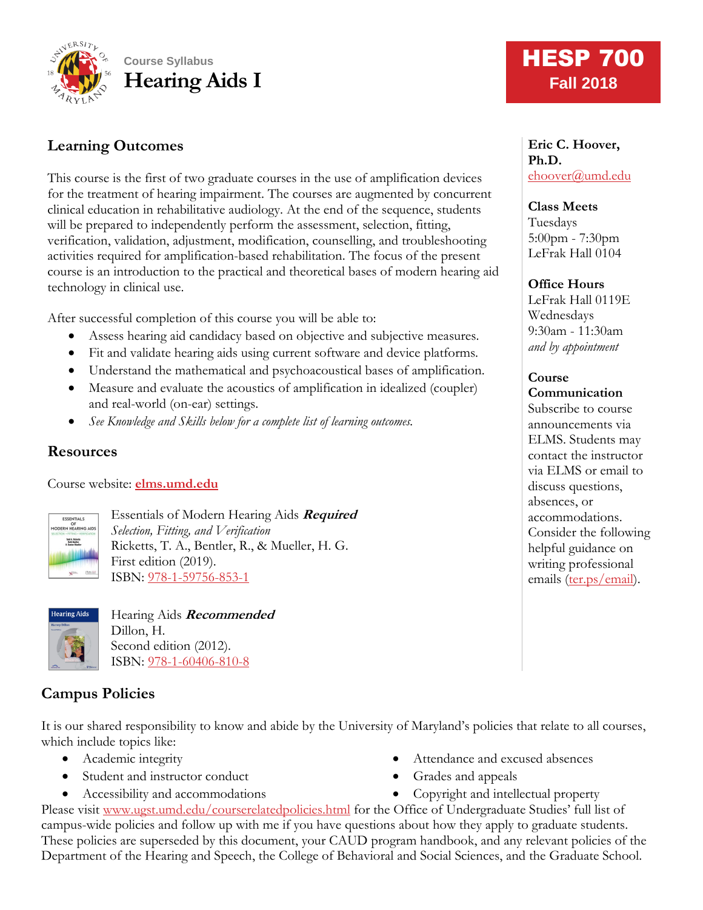Course Syllabus

# Hearing Aids I

**HESP 700**
**Fall 2018**

## Learning Outcomes

This course is the first of two graduate courses in the use of amplification devices for the treatment of hearing impairment. The courses are augmented by concurrent clinical education in rehabilitative audiology. At the end of the sequence, students will be prepared to independently perform the assessment, selection, fitting, verification, validation, adjustment, modification, counselling, and troubleshooting activities required for amplification-based rehabilitation. The focus of the present course is an introduction to the practical and theoretical bases of modern hearing aid technology in clinical use.

After successful completion of this course you will be able to:

- Assess hearing aid candidacy based on objective and subjective measures.
- Fit and validate hearing aids using current software and device platforms.
- Understand the mathematical and psychoacoustical bases of amplification.
- Measure and evaluate the acoustics of amplification in idealized (coupler) and real-world (on-ear) settings.
- *See Knowledge and Skills below for a complete list of learning outcomes.*

## Resources

Course website: **elms.umd.edu**

Essentials of Modern Hearing Aids ***Required***
*Selection, Fitting, and Verification*
Ricketts, T. A., Bentler, R., & Mueller, H. G.
First edition (2019).
ISBN: 978-1-59756-853-1

Hearing Aids ***Recommended***
Dillon, H.
Second edition (2012).
ISBN: 978-1-60406-810-8

**Eric C. Hoover, Ph.D.**
ehoover@umd.edu

**Class Meets**
Tuesdays
5:00pm - 7:30pm
LeFrak Hall 0104

**Office Hours**
LeFrak Hall 0119E
Wednesdays
9:30am - 11:30am
*and by appointment*

**Course Communication**
Subscribe to course announcements via ELMS. Students may contact the instructor via ELMS or email to discuss questions, absences, or accommodations. Consider the following helpful guidance on writing professional emails (ter.ps/email).

## Campus Policies

It is our shared responsibility to know and abide by the University of Maryland's policies that relate to all courses, which include topics like:

- Academic integrity
- Student and instructor conduct
- Accessibility and accommodations
- Attendance and excused absences
- Grades and appeals
- Copyright and intellectual property

Please visit www.ugst.umd.edu/courserelatedpolicies.html for the Office of Undergraduate Studies' full list of campus-wide policies and follow up with me if you have questions about how they apply to graduate students. These policies are superseded by this document, your CAUD program handbook, and any relevant policies of the Department of the Hearing and Speech, the College of Behavioral and Social Sciences, and the Graduate School.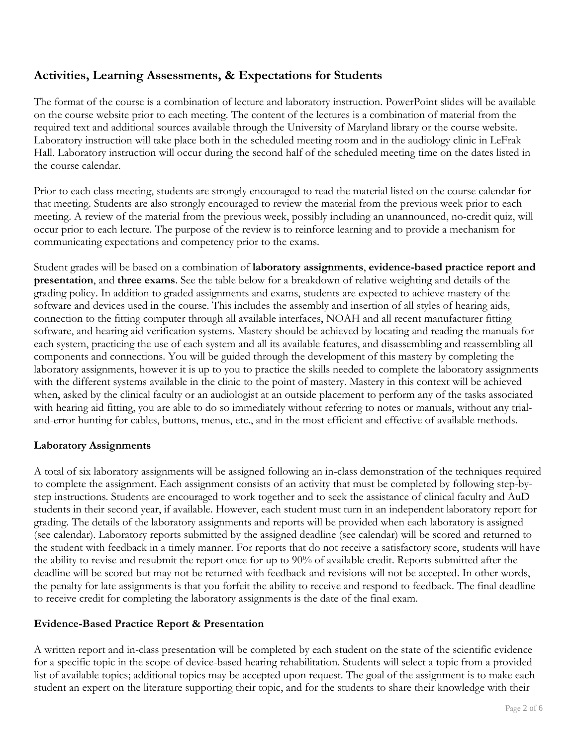## Activities, Learning Assessments, & Expectations for Students

The format of the course is a combination of lecture and laboratory instruction. PowerPoint slides will be available on the course website prior to each meeting. The content of the lectures is a combination of material from the required text and additional sources available through the University of Maryland library or the course website. Laboratory instruction will take place both in the scheduled meeting room and in the audiology clinic in LeFrak Hall. Laboratory instruction will occur during the second half of the scheduled meeting time on the dates listed in the course calendar.

Prior to each class meeting, students are strongly encouraged to read the material listed on the course calendar for that meeting. Students are also strongly encouraged to review the material from the previous week prior to each meeting. A review of the material from the previous week, possibly including an unannounced, no-credit quiz, will occur prior to each lecture. The purpose of the review is to reinforce learning and to provide a mechanism for communicating expectations and competency prior to the exams.

Student grades will be based on a combination of **laboratory assignments**, **evidence-based practice report and presentation**, and **three exams**. See the table below for a breakdown of relative weighting and details of the grading policy. In addition to graded assignments and exams, students are expected to achieve mastery of the software and devices used in the course. This includes the assembly and insertion of all styles of hearing aids, connection to the fitting computer through all available interfaces, NOAH and all recent manufacturer fitting software, and hearing aid verification systems. Mastery should be achieved by locating and reading the manuals for each system, practicing the use of each system and all its available features, and disassembling and reassembling all components and connections. You will be guided through the development of this mastery by completing the laboratory assignments, however it is up to you to practice the skills needed to complete the laboratory assignments with the different systems available in the clinic to the point of mastery. Mastery in this context will be achieved when, asked by the clinical faculty or an audiologist at an outside placement to perform any of the tasks associated with hearing aid fitting, you are able to do so immediately without referring to notes or manuals, without any trial-and-error hunting for cables, buttons, menus, etc., and in the most efficient and effective of available methods.

### Laboratory Assignments

A total of six laboratory assignments will be assigned following an in-class demonstration of the techniques required to complete the assignment. Each assignment consists of an activity that must be completed by following step-by-step instructions. Students are encouraged to work together and to seek the assistance of clinical faculty and AuD students in their second year, if available. However, each student must turn in an independent laboratory report for grading. The details of the laboratory assignments and reports will be provided when each laboratory is assigned (see calendar). Laboratory reports submitted by the assigned deadline (see calendar) will be scored and returned to the student with feedback in a timely manner. For reports that do not receive a satisfactory score, students will have the ability to revise and resubmit the report once for up to 90% of available credit. Reports submitted after the deadline will be scored but may not be returned with feedback and revisions will not be accepted. In other words, the penalty for late assignments is that you forfeit the ability to receive and respond to feedback. The final deadline to receive credit for completing the laboratory assignments is the date of the final exam.

### Evidence-Based Practice Report & Presentation

A written report and in-class presentation will be completed by each student on the state of the scientific evidence for a specific topic in the scope of device-based hearing rehabilitation. Students will select a topic from a provided list of available topics; additional topics may be accepted upon request. The goal of the assignment is to make each student an expert on the literature supporting their topic, and for the students to share their knowledge with their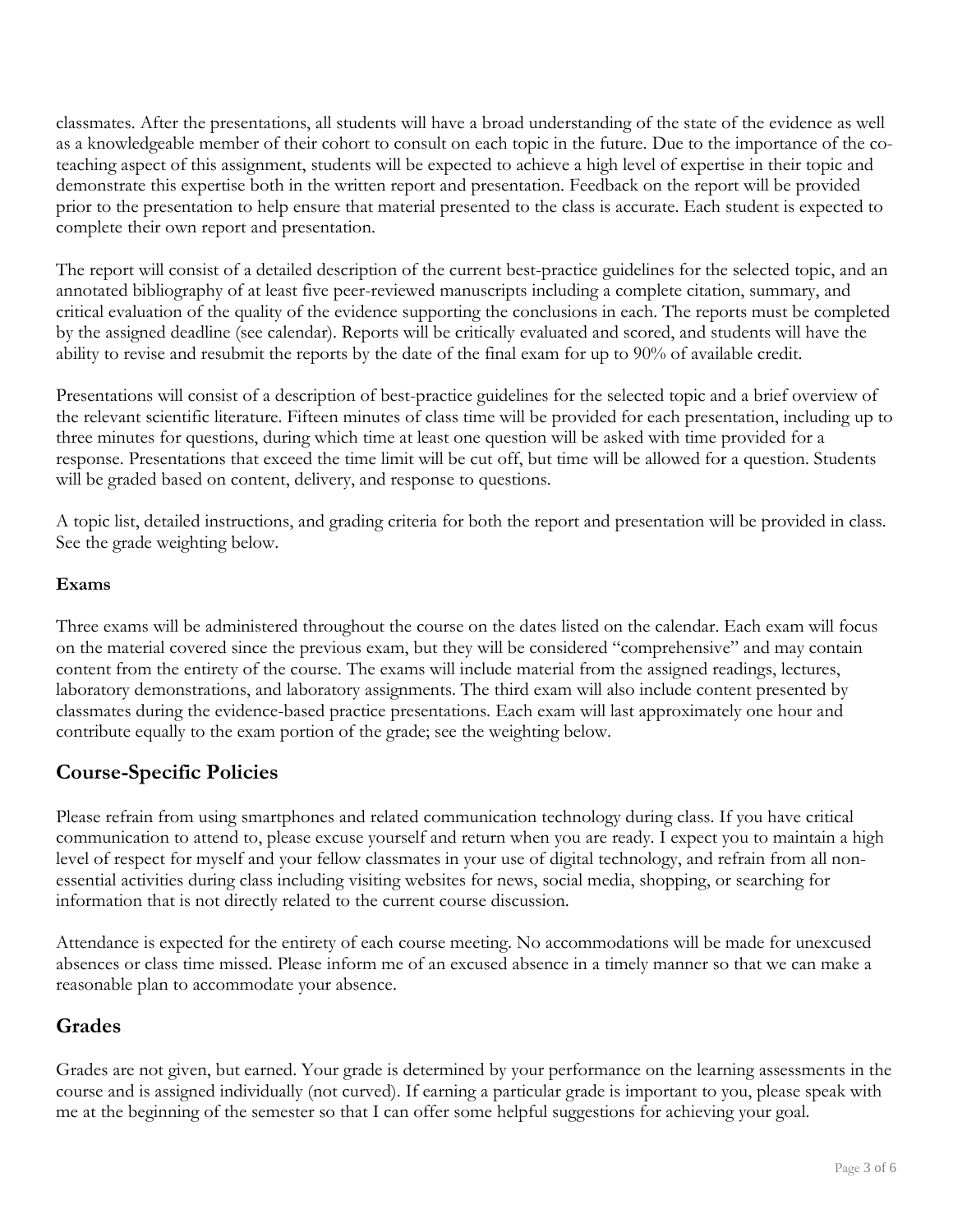classmates. After the presentations, all students will have a broad understanding of the state of the evidence as well as a knowledgeable member of their cohort to consult on each topic in the future. Due to the importance of the co-teaching aspect of this assignment, students will be expected to achieve a high level of expertise in their topic and demonstrate this expertise both in the written report and presentation. Feedback on the report will be provided prior to the presentation to help ensure that material presented to the class is accurate. Each student is expected to complete their own report and presentation.

The report will consist of a detailed description of the current best-practice guidelines for the selected topic, and an annotated bibliography of at least five peer-reviewed manuscripts including a complete citation, summary, and critical evaluation of the quality of the evidence supporting the conclusions in each. The reports must be completed by the assigned deadline (see calendar). Reports will be critically evaluated and scored, and students will have the ability to revise and resubmit the reports by the date of the final exam for up to 90% of available credit.

Presentations will consist of a description of best-practice guidelines for the selected topic and a brief overview of the relevant scientific literature. Fifteen minutes of class time will be provided for each presentation, including up to three minutes for questions, during which time at least one question will be asked with time provided for a response. Presentations that exceed the time limit will be cut off, but time will be allowed for a question. Students will be graded based on content, delivery, and response to questions.

A topic list, detailed instructions, and grading criteria for both the report and presentation will be provided in class. See the grade weighting below.

**Exams**

Three exams will be administered throughout the course on the dates listed on the calendar. Each exam will focus on the material covered since the previous exam, but they will be considered "comprehensive" and may contain content from the entirety of the course. The exams will include material from the assigned readings, lectures, laboratory demonstrations, and laboratory assignments. The third exam will also include content presented by classmates during the evidence-based practice presentations. Each exam will last approximately one hour and contribute equally to the exam portion of the grade; see the weighting below.

## Course-Specific Policies

Please refrain from using smartphones and related communication technology during class. If you have critical communication to attend to, please excuse yourself and return when you are ready. I expect you to maintain a high level of respect for myself and your fellow classmates in your use of digital technology, and refrain from all non-essential activities during class including visiting websites for news, social media, shopping, or searching for information that is not directly related to the current course discussion.

Attendance is expected for the entirety of each course meeting. No accommodations will be made for unexcused absences or class time missed. Please inform me of an excused absence in a timely manner so that we can make a reasonable plan to accommodate your absence.

## Grades

Grades are not given, but earned. Your grade is determined by your performance on the learning assessments in the course and is assigned individually (not curved). If earning a particular grade is important to you, please speak with me at the beginning of the semester so that I can offer some helpful suggestions for achieving your goal.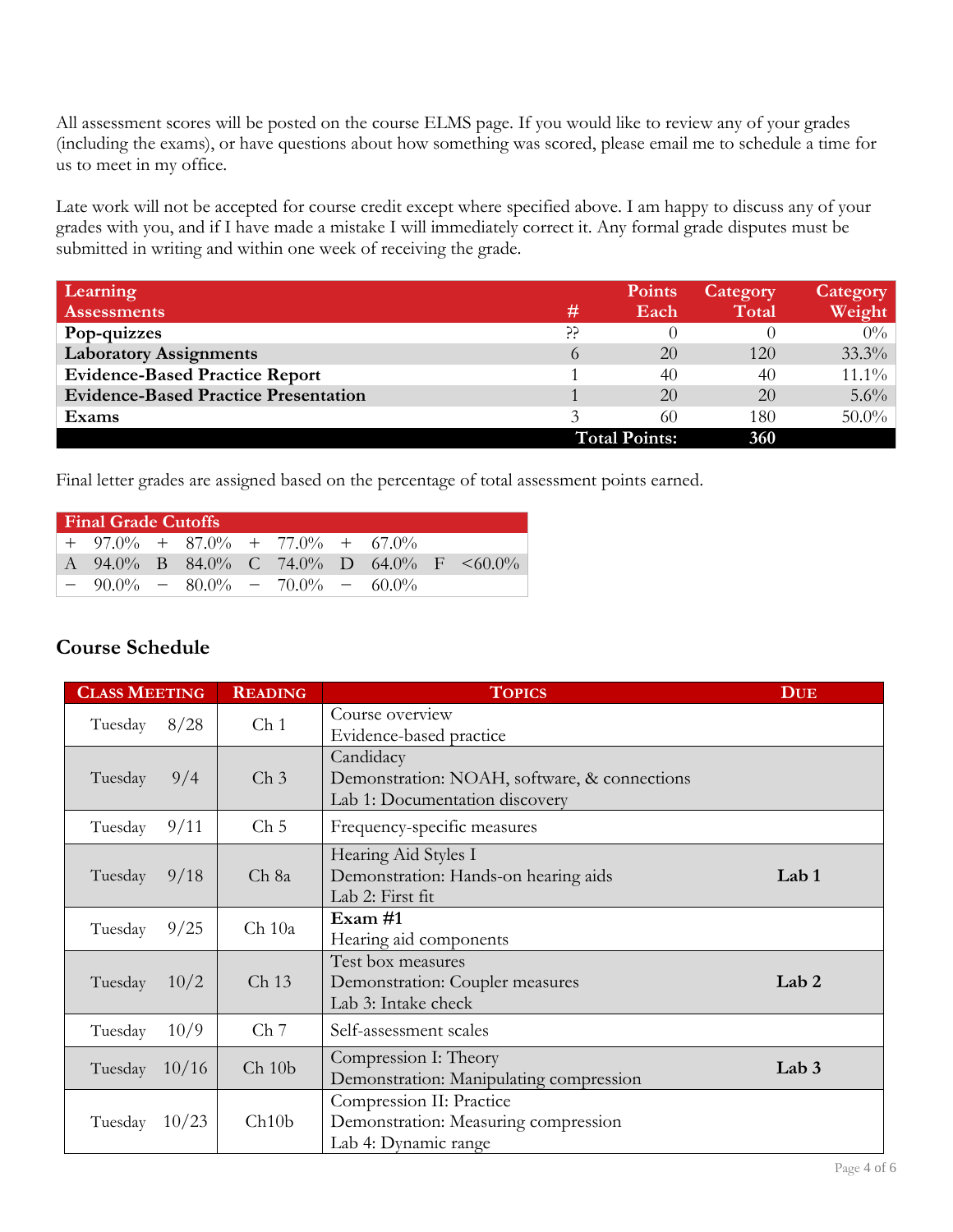All assessment scores will be posted on the course ELMS page. If you would like to review any of your grades (including the exams), or have questions about how something was scored, please email me to schedule a time for us to meet in my office.

Late work will not be accepted for course credit except where specified above. I am happy to discuss any of your grades with you, and if I have made a mistake I will immediately correct it. Any formal grade disputes must be submitted in writing and within one week of receiving the grade.

| Learning Assessments | # | Points Each | Category Total | Category Weight |
|---|---|---|---|---|
| **Pop-quizzes** | ?? | 0 | 0 | 0% |
| **Laboratory Assignments** | 6 | 20 | 120 | 33.3% |
| **Evidence-Based Practice Report** | 1 | 40 | 40 | 11.1% |
| **Evidence-Based Practice Presentation** | 1 | 20 | 20 | 5.6% |
| **Exams** | 3 | 60 | 180 | 50.0% |
| | | **Total Points:** | **360** | |

Final letter grades are assigned based on the percentage of total assessment points earned.

| Final Grade Cutoffs | | | | | | | | | |
|---|---|---|---|---|---|---|---|---|---|
| + | 97.0% | + | 87.0% | + | 77.0% | + | 67.0% | | |
| A | 94.0% | B | 84.0% | C | 74.0% | D | 64.0% | F | <60.0% |
| − | 90.0% | − | 80.0% | − | 70.0% | − | 60.0% | | |

## Course Schedule

| Class Meeting | Reading | Topics | Due |
|---|---|---|---|
| Tuesday 8/28 | Ch 1 | Course overview<br>Evidence-based practice | |
| Tuesday 9/4 | Ch 3 | Candidacy<br>Demonstration: NOAH, software, & connections<br>Lab 1: Documentation discovery | |
| Tuesday 9/11 | Ch 5 | Frequency-specific measures | |
| Tuesday 9/18 | Ch 8a | Hearing Aid Styles I<br>Demonstration: Hands-on hearing aids<br>Lab 2: First fit | **Lab 1** |
| Tuesday 9/25 | Ch 10a | **Exam #1**<br>Hearing aid components | |
| Tuesday 10/2 | Ch 13 | Test box measures<br>Demonstration: Coupler measures<br>Lab 3: Intake check | **Lab 2** |
| Tuesday 10/9 | Ch 7 | Self-assessment scales | |
| Tuesday 10/16 | Ch 10b | Compression I: Theory<br>Demonstration: Manipulating compression | **Lab 3** |
| Tuesday 10/23 | Ch10b | Compression II: Practice<br>Demonstration: Measuring compression<br>Lab 4: Dynamic range | |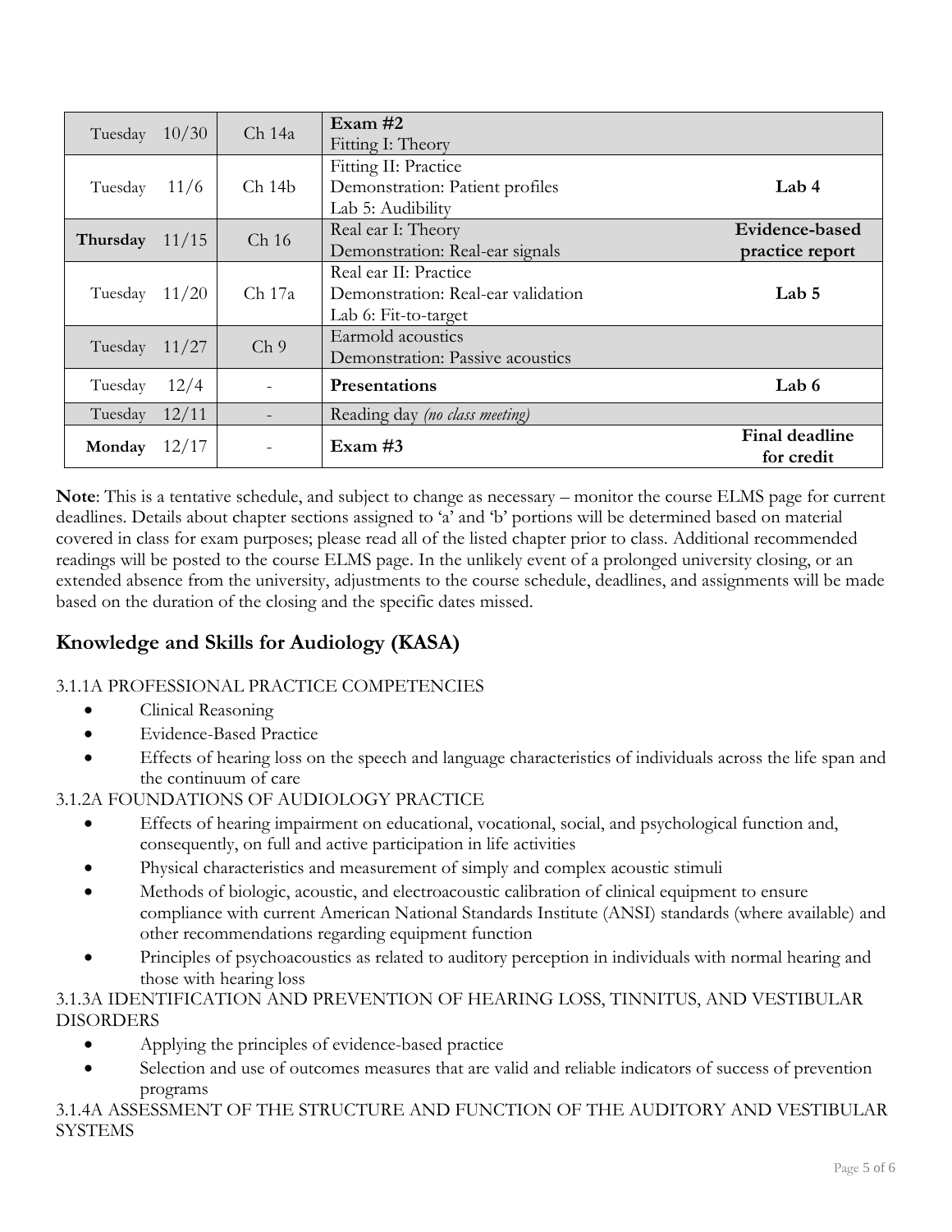| | | | | |
|---|---|---|---|---|
| Tuesday | 10/30 | Ch 14a | **Exam #2**<br>Fitting I: Theory | |
| Tuesday | 11/6 | Ch 14b | Fitting II: Practice<br>Demonstration: Patient profiles<br>Lab 5: Audibility | **Lab 4** |
| **Thursday** | 11/15 | Ch 16 | Real ear I: Theory<br>Demonstration: Real-ear signals | **Evidence-based practice report** |
| Tuesday | 11/20 | Ch 17a | Real ear II: Practice<br>Demonstration: Real-ear validation<br>Lab 6: Fit-to-target | **Lab 5** |
| Tuesday | 11/27 | Ch 9 | Earmold acoustics<br>Demonstration: Passive acoustics | |
| Tuesday | 12/4 | - | **Presentations** | **Lab 6** |
| Tuesday | 12/11 | - | Reading day *(no class meeting)* | |
| **Monday** | 12/17 | - | **Exam #3** | **Final deadline for credit** |

**Note**: This is a tentative schedule, and subject to change as necessary – monitor the course ELMS page for current deadlines. Details about chapter sections assigned to 'a' and 'b' portions will be determined based on material covered in class for exam purposes; please read all of the listed chapter prior to class. Additional recommended readings will be posted to the course ELMS page. In the unlikely event of a prolonged university closing, or an extended absence from the university, adjustments to the course schedule, deadlines, and assignments will be made based on the duration of the closing and the specific dates missed.

## Knowledge and Skills for Audiology (KASA)

3.1.1A PROFESSIONAL PRACTICE COMPETENCIES

- Clinical Reasoning
- Evidence-Based Practice
- Effects of hearing loss on the speech and language characteristics of individuals across the life span and the continuum of care

3.1.2A FOUNDATIONS OF AUDIOLOGY PRACTICE

- Effects of hearing impairment on educational, vocational, social, and psychological function and, consequently, on full and active participation in life activities
- Physical characteristics and measurement of simply and complex acoustic stimuli
- Methods of biologic, acoustic, and electroacoustic calibration of clinical equipment to ensure compliance with current American National Standards Institute (ANSI) standards (where available) and other recommendations regarding equipment function
- Principles of psychoacoustics as related to auditory perception in individuals with normal hearing and those with hearing loss

3.1.3A IDENTIFICATION AND PREVENTION OF HEARING LOSS, TINNITUS, AND VESTIBULAR DISORDERS

- Applying the principles of evidence-based practice
- Selection and use of outcomes measures that are valid and reliable indicators of success of prevention programs

3.1.4A ASSESSMENT OF THE STRUCTURE AND FUNCTION OF THE AUDITORY AND VESTIBULAR SYSTEMS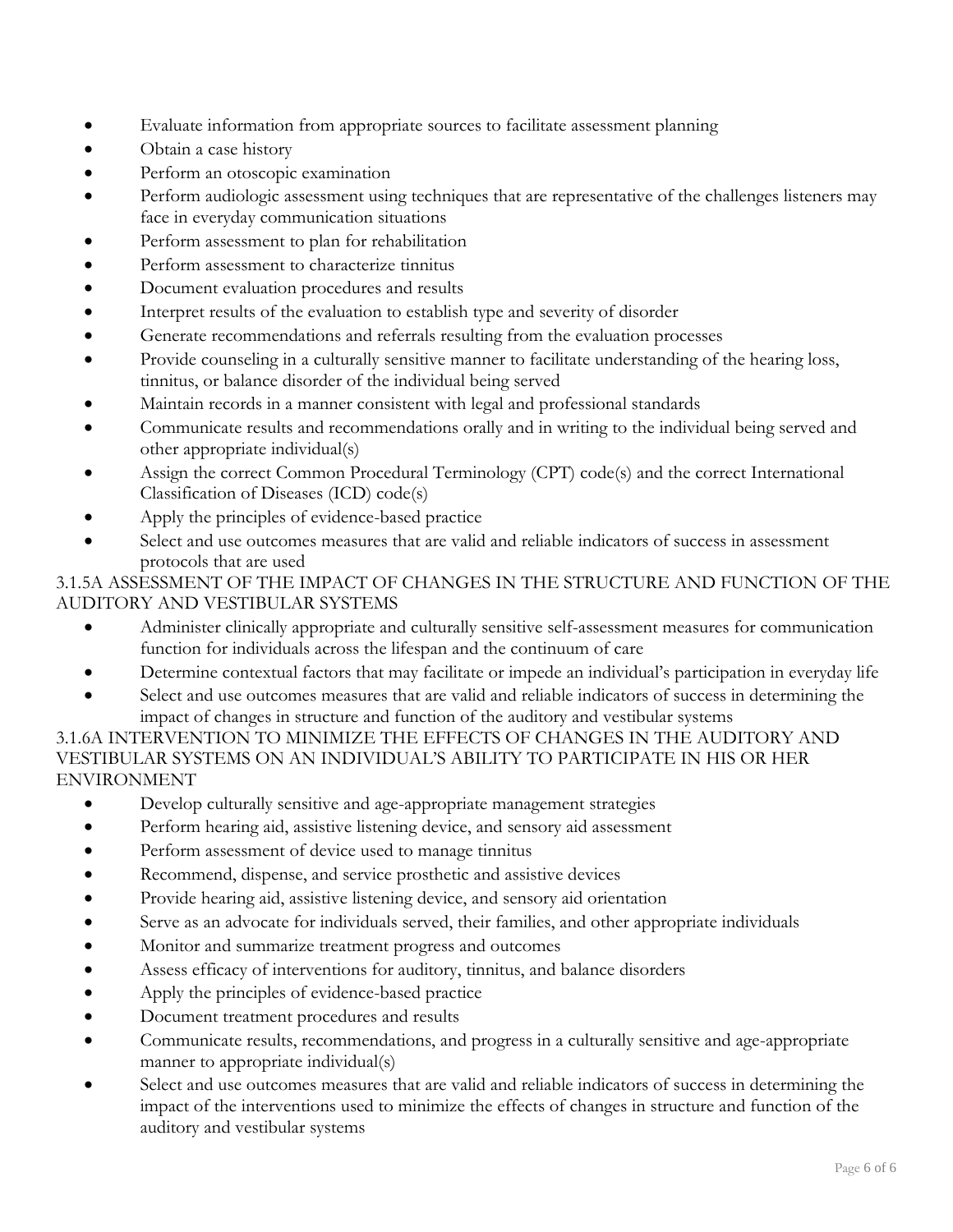- Evaluate information from appropriate sources to facilitate assessment planning
- Obtain a case history
- Perform an otoscopic examination
- Perform audiologic assessment using techniques that are representative of the challenges listeners may face in everyday communication situations
- Perform assessment to plan for rehabilitation
- Perform assessment to characterize tinnitus
- Document evaluation procedures and results
- Interpret results of the evaluation to establish type and severity of disorder
- Generate recommendations and referrals resulting from the evaluation processes
- Provide counseling in a culturally sensitive manner to facilitate understanding of the hearing loss, tinnitus, or balance disorder of the individual being served
- Maintain records in a manner consistent with legal and professional standards
- Communicate results and recommendations orally and in writing to the individual being served and other appropriate individual(s)
- Assign the correct Common Procedural Terminology (CPT) code(s) and the correct International Classification of Diseases (ICD) code(s)
- Apply the principles of evidence-based practice
- Select and use outcomes measures that are valid and reliable indicators of success in assessment protocols that are used

3.1.5A ASSESSMENT OF THE IMPACT OF CHANGES IN THE STRUCTURE AND FUNCTION OF THE AUDITORY AND VESTIBULAR SYSTEMS

- Administer clinically appropriate and culturally sensitive self-assessment measures for communication function for individuals across the lifespan and the continuum of care
- Determine contextual factors that may facilitate or impede an individual's participation in everyday life
- Select and use outcomes measures that are valid and reliable indicators of success in determining the impact of changes in structure and function of the auditory and vestibular systems

3.1.6A INTERVENTION TO MINIMIZE THE EFFECTS OF CHANGES IN THE AUDITORY AND VESTIBULAR SYSTEMS ON AN INDIVIDUAL'S ABILITY TO PARTICIPATE IN HIS OR HER ENVIRONMENT

- Develop culturally sensitive and age-appropriate management strategies
- Perform hearing aid, assistive listening device, and sensory aid assessment
- Perform assessment of device used to manage tinnitus
- Recommend, dispense, and service prosthetic and assistive devices
- Provide hearing aid, assistive listening device, and sensory aid orientation
- Serve as an advocate for individuals served, their families, and other appropriate individuals
- Monitor and summarize treatment progress and outcomes
- Assess efficacy of interventions for auditory, tinnitus, and balance disorders
- Apply the principles of evidence-based practice
- Document treatment procedures and results
- Communicate results, recommendations, and progress in a culturally sensitive and age-appropriate manner to appropriate individual(s)
- Select and use outcomes measures that are valid and reliable indicators of success in determining the impact of the interventions used to minimize the effects of changes in structure and function of the auditory and vestibular systems